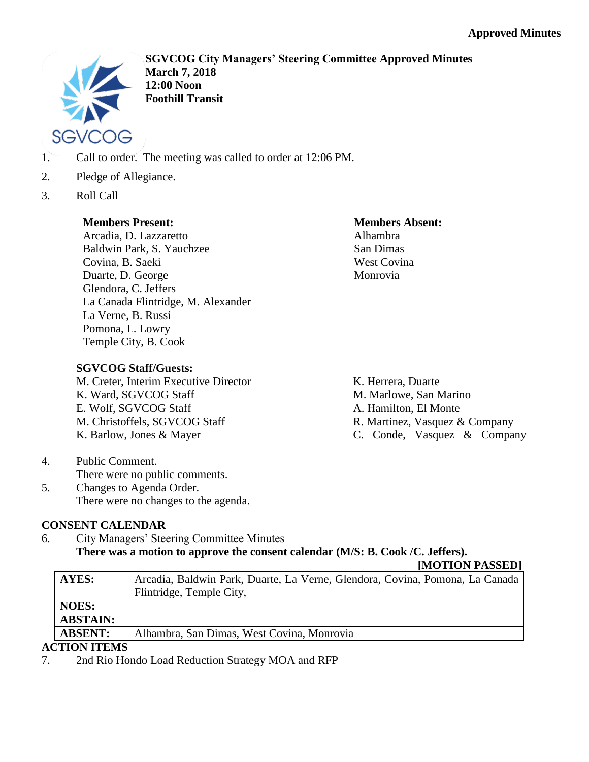**Approved Minutes**

**SGVCOG City Managers' Steering Committee Approved Minutes**
**March 7, 2018**
**12:00 Noon**
**Foothill Transit**

1. Call to order. The meeting was called to order at 12:06 PM.
2. Pledge of Allegiance.
3. Roll Call

**Members Present:**
Arcadia, D. Lazzaretto
Baldwin Park, S. Yauchzee
Covina, B. Saeki
Duarte, D. George
Glendora, C. Jeffers
La Canada Flintridge, M. Alexander
La Verne, B. Russi
Pomona, L. Lowry
Temple City, B. Cook

**Members Absent:**
Alhambra
San Dimas
West Covina
Monrovia

**SGVCOG Staff/Guests:**
M. Creter, Interim Executive Director
K. Ward, SGVCOG Staff
E. Wolf, SGVCOG Staff
M. Christoffels, SGVCOG Staff
K. Barlow, Jones & Mayer
K. Herrera, Duarte
M. Marlowe, San Marino
A. Hamilton, El Monte
R. Martinez, Vasquez & Company
C. Conde, Vasquez & Company

4. Public Comment.
   There were no public comments.
5. Changes to Agenda Order.
   There were no changes to the agenda.

**CONSENT CALENDAR**

6. City Managers' Steering Committee Minutes
   **There was a motion to approve the consent calendar (M/S: B. Cook /C. Jeffers).**

**[MOTION PASSED]**

| | |
|---|---|
| **AYES:** | Arcadia, Baldwin Park, Duarte, La Verne, Glendora, Covina, Pomona, La Canada Flintridge, Temple City, |
| **NOES:** | |
| **ABSTAIN:** | |
| **ABSENT:** | Alhambra, San Dimas, West Covina, Monrovia |

**ACTION ITEMS**

7. 2nd Rio Hondo Load Reduction Strategy MOA and RFP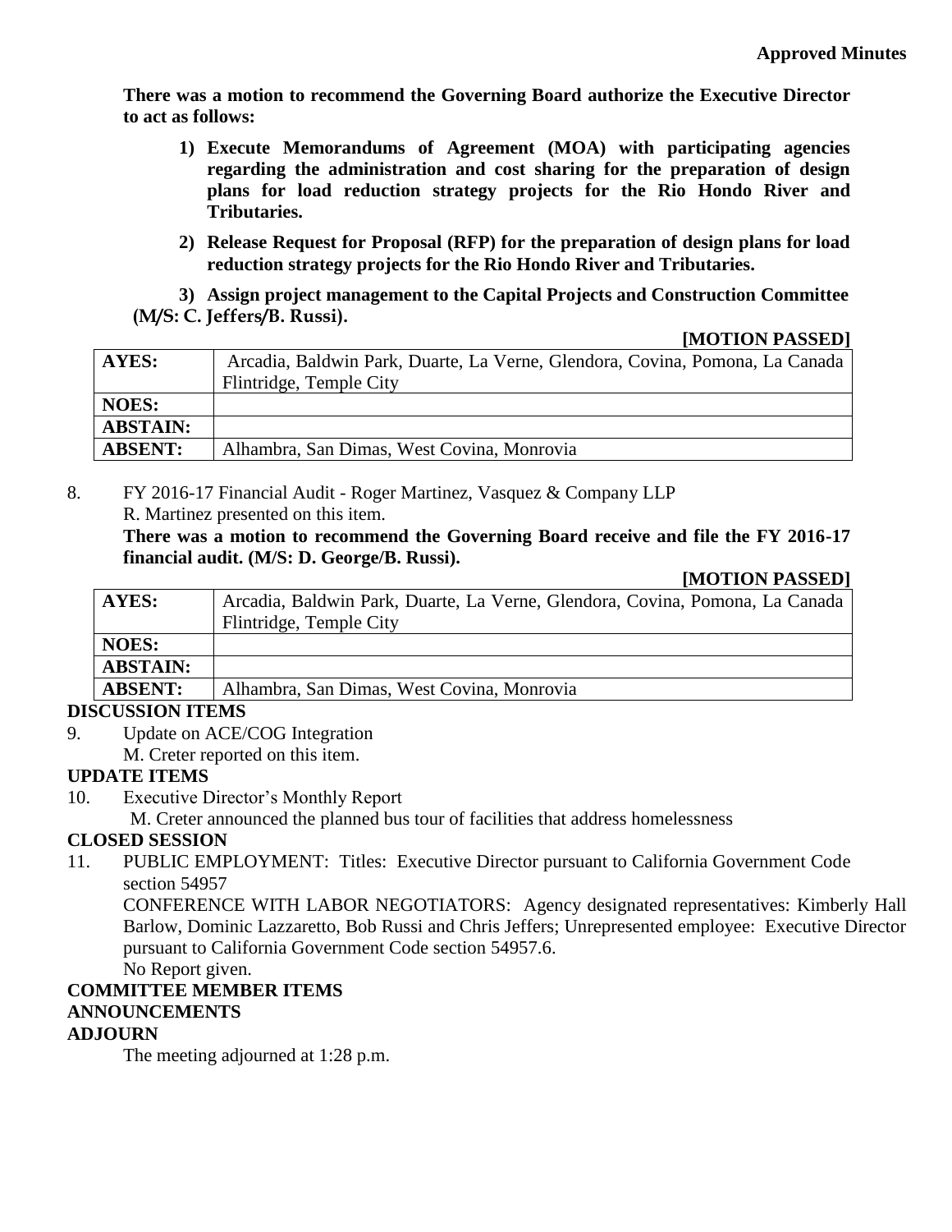**Approved Minutes**

**There was a motion to recommend the Governing Board authorize the Executive Director to act as follows:**

1) **Execute Memorandums of Agreement (MOA) with participating agencies regarding the administration and cost sharing for the preparation of design plans for load reduction strategy projects for the Rio Hondo River and Tributaries.**
2) **Release Request for Proposal (RFP) for the preparation of design plans for load reduction strategy projects for the Rio Hondo River and Tributaries.**
3) **Assign project management to the Capital Projects and Construction Committee (M/S: C. Jeffers/B. Russi).**

**[MOTION PASSED]**

| | |
|---|---|
| **AYES:** | Arcadia, Baldwin Park, Duarte, La Verne, Glendora, Covina, Pomona, La Canada Flintridge, Temple City |
| **NOES:** | |
| **ABSTAIN:** | |
| **ABSENT:** | Alhambra, San Dimas, West Covina, Monrovia |

8. FY 2016-17 Financial Audit - Roger Martinez, Vasquez & Company LLP
   R. Martinez presented on this item.
   **There was a motion to recommend the Governing Board receive and file the FY 2016-17 financial audit. (M/S: D. George/B. Russi).**

**[MOTION PASSED]**

| | |
|---|---|
| **AYES:** | Arcadia, Baldwin Park, Duarte, La Verne, Glendora, Covina, Pomona, La Canada Flintridge, Temple City |
| **NOES:** | |
| **ABSTAIN:** | |
| **ABSENT:** | Alhambra, San Dimas, West Covina, Monrovia |

## DISCUSSION ITEMS

9. Update on ACE/COG Integration
   M. Creter reported on this item.

## UPDATE ITEMS

10. Executive Director's Monthly Report
    M. Creter announced the planned bus tour of facilities that address homelessness

## CLOSED SESSION

11. PUBLIC EMPLOYMENT: Titles: Executive Director pursuant to California Government Code section 54957
    CONFERENCE WITH LABOR NEGOTIATORS: Agency designated representatives: Kimberly Hall Barlow, Dominic Lazzaretto, Bob Russi and Chris Jeffers; Unrepresented employee: Executive Director pursuant to California Government Code section 54957.6.
    No Report given.

## COMMITTEE MEMBER ITEMS

## ANNOUNCEMENTS

## ADJOURN

The meeting adjourned at 1:28 p.m.